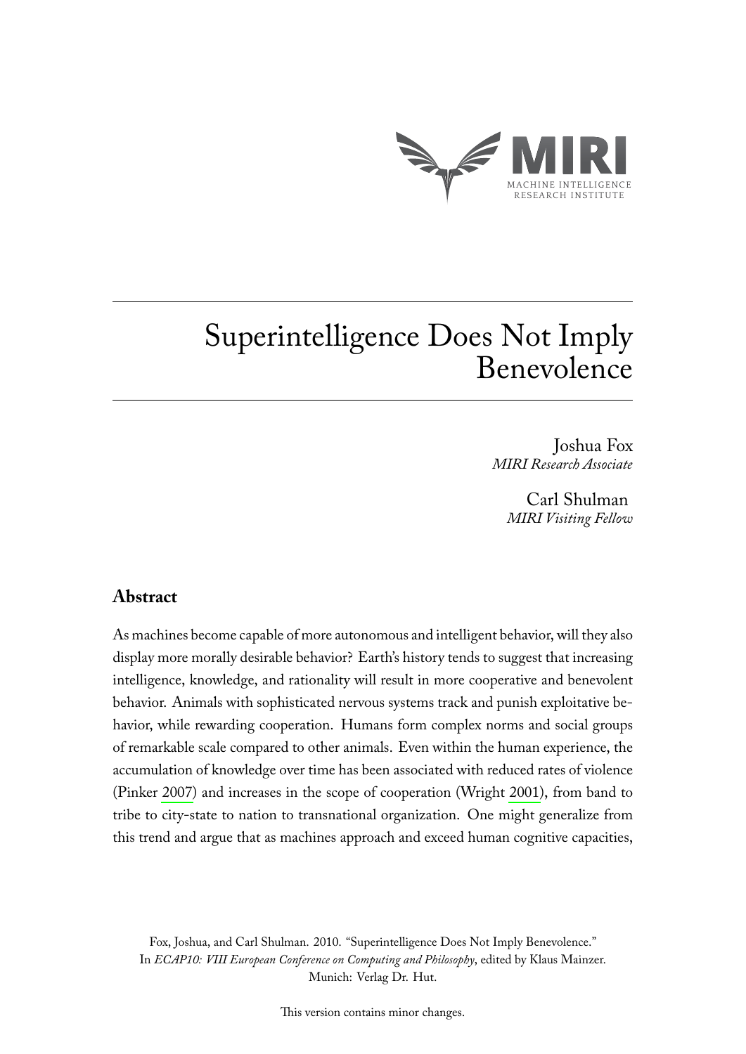MIRI

MACHINE INTELLIGENCE RESEARCH INSTITUTE

# Superintelligence Does Not Imply Benevolence

Joshua Fox
*MIRI Research Associate*

Carl Shulman
*MIRI Visiting Fellow*

## Abstract

As machines become capable of more autonomous and intelligent behavior, will they also display more morally desirable behavior? Earth's history tends to suggest that increasing intelligence, knowledge, and rationality will result in more cooperative and benevolent behavior. Animals with sophisticated nervous systems track and punish exploitative behavior, while rewarding cooperation. Humans form complex norms and social groups of remarkable scale compared to other animals. Even within the human experience, the accumulation of knowledge over time has been associated with reduced rates of violence (Pinker 2007) and increases in the scope of cooperation (Wright 2001), from band to tribe to city-state to nation to transnational organization. One might generalize from this trend and argue that as machines approach and exceed human cognitive capacities,

Fox, Joshua, and Carl Shulman. 2010. "Superintelligence Does Not Imply Benevolence." In *ECAP10: VIII European Conference on Computing and Philosophy*, edited by Klaus Mainzer. Munich: Verlag Dr. Hut.

This version contains minor changes.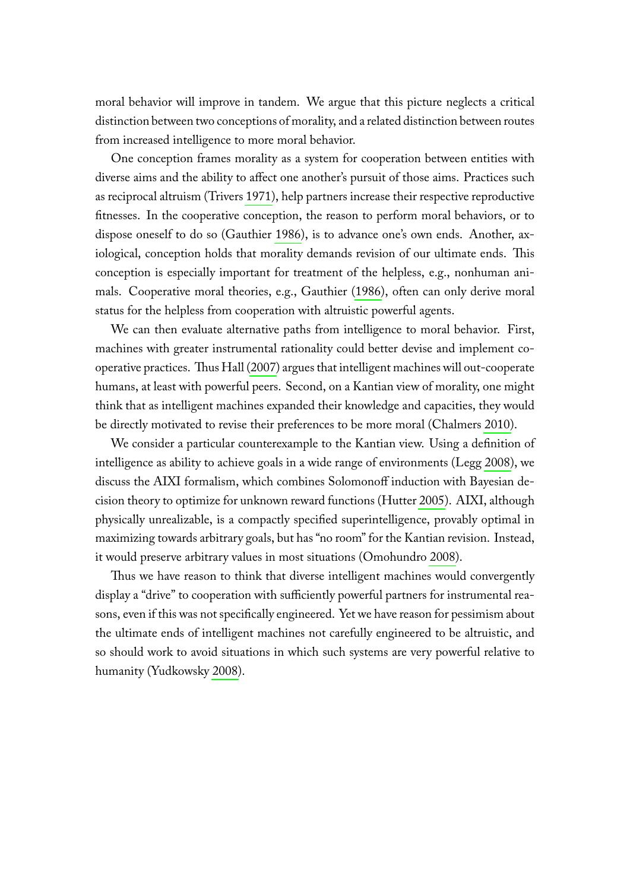moral behavior will improve in tandem. We argue that this picture neglects a critical distinction between two conceptions of morality, and a related distinction between routes from increased intelligence to more moral behavior.

One conception frames morality as a system for cooperation between entities with diverse aims and the ability to affect one another's pursuit of those aims. Practices such as reciprocal altruism (Trivers 1971), help partners increase their respective reproductive fitnesses. In the cooperative conception, the reason to perform moral behaviors, or to dispose oneself to do so (Gauthier 1986), is to advance one's own ends. Another, axiological, conception holds that morality demands revision of our ultimate ends. This conception is especially important for treatment of the helpless, e.g., nonhuman animals. Cooperative moral theories, e.g., Gauthier (1986), often can only derive moral status for the helpless from cooperation with altruistic powerful agents.

We can then evaluate alternative paths from intelligence to moral behavior. First, machines with greater instrumental rationality could better devise and implement cooperative practices. Thus Hall (2007) argues that intelligent machines will out-cooperate humans, at least with powerful peers. Second, on a Kantian view of morality, one might think that as intelligent machines expanded their knowledge and capacities, they would be directly motivated to revise their preferences to be more moral (Chalmers 2010).

We consider a particular counterexample to the Kantian view. Using a definition of intelligence as ability to achieve goals in a wide range of environments (Legg 2008), we discuss the AIXI formalism, which combines Solomonoff induction with Bayesian decision theory to optimize for unknown reward functions (Hutter 2005). AIXI, although physically unrealizable, is a compactly specified superintelligence, provably optimal in maximizing towards arbitrary goals, but has "no room" for the Kantian revision. Instead, it would preserve arbitrary values in most situations (Omohundro 2008).

Thus we have reason to think that diverse intelligent machines would convergently display a "drive" to cooperation with sufficiently powerful partners for instrumental reasons, even if this was not specifically engineered. Yet we have reason for pessimism about the ultimate ends of intelligent machines not carefully engineered to be altruistic, and so should work to avoid situations in which such systems are very powerful relative to humanity (Yudkowsky 2008).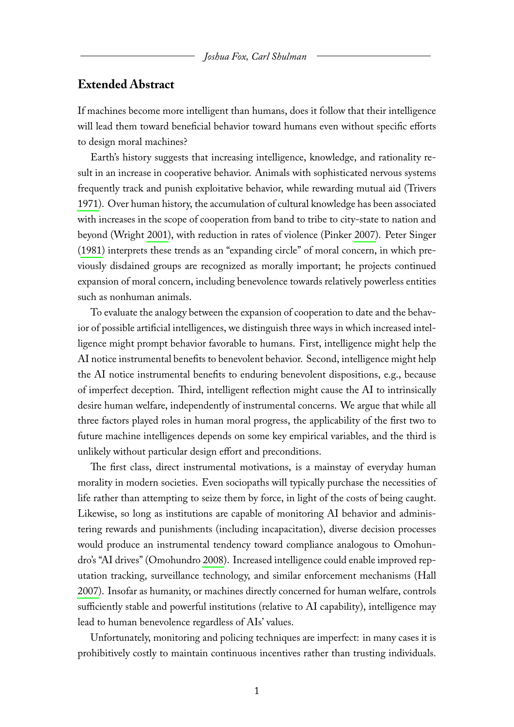## Extended Abstract

If machines become more intelligent than humans, does it follow that their intelligence will lead them toward beneficial behavior toward humans even without specific efforts to design moral machines?

Earth's history suggests that increasing intelligence, knowledge, and rationality result in an increase in cooperative behavior. Animals with sophisticated nervous systems frequently track and punish exploitative behavior, while rewarding mutual aid (Trivers 1971). Over human history, the accumulation of cultural knowledge has been associated with increases in the scope of cooperation from band to tribe to city-state to nation and beyond (Wright 2001), with reduction in rates of violence (Pinker 2007). Peter Singer (1981) interprets these trends as an "expanding circle" of moral concern, in which previously disdained groups are recognized as morally important; he projects continued expansion of moral concern, including benevolence towards relatively powerless entities such as nonhuman animals.

To evaluate the analogy between the expansion of cooperation to date and the behavior of possible artificial intelligences, we distinguish three ways in which increased intelligence might prompt behavior favorable to humans. First, intelligence might help the AI notice instrumental benefits to benevolent behavior. Second, intelligence might help the AI notice instrumental benefits to enduring benevolent dispositions, e.g., because of imperfect deception. Third, intelligent reflection might cause the AI to intrinsically desire human welfare, independently of instrumental concerns. We argue that while all three factors played roles in human moral progress, the applicability of the first two to future machine intelligences depends on some key empirical variables, and the third is unlikely without particular design effort and preconditions.

The first class, direct instrumental motivations, is a mainstay of everyday human morality in modern societies. Even sociopaths will typically purchase the necessities of life rather than attempting to seize them by force, in light of the costs of being caught. Likewise, so long as institutions are capable of monitoring AI behavior and administering rewards and punishments (including incapacitation), diverse decision processes would produce an instrumental tendency toward compliance analogous to Omohundro's "AI drives" (Omohundro 2008). Increased intelligence could enable improved reputation tracking, surveillance technology, and similar enforcement mechanisms (Hall 2007). Insofar as humanity, or machines directly concerned for human welfare, controls sufficiently stable and powerful institutions (relative to AI capability), intelligence may lead to human benevolence regardless of AIs' values.

Unfortunately, monitoring and policing techniques are imperfect: in many cases it is prohibitively costly to maintain continuous incentives rather than trusting individuals.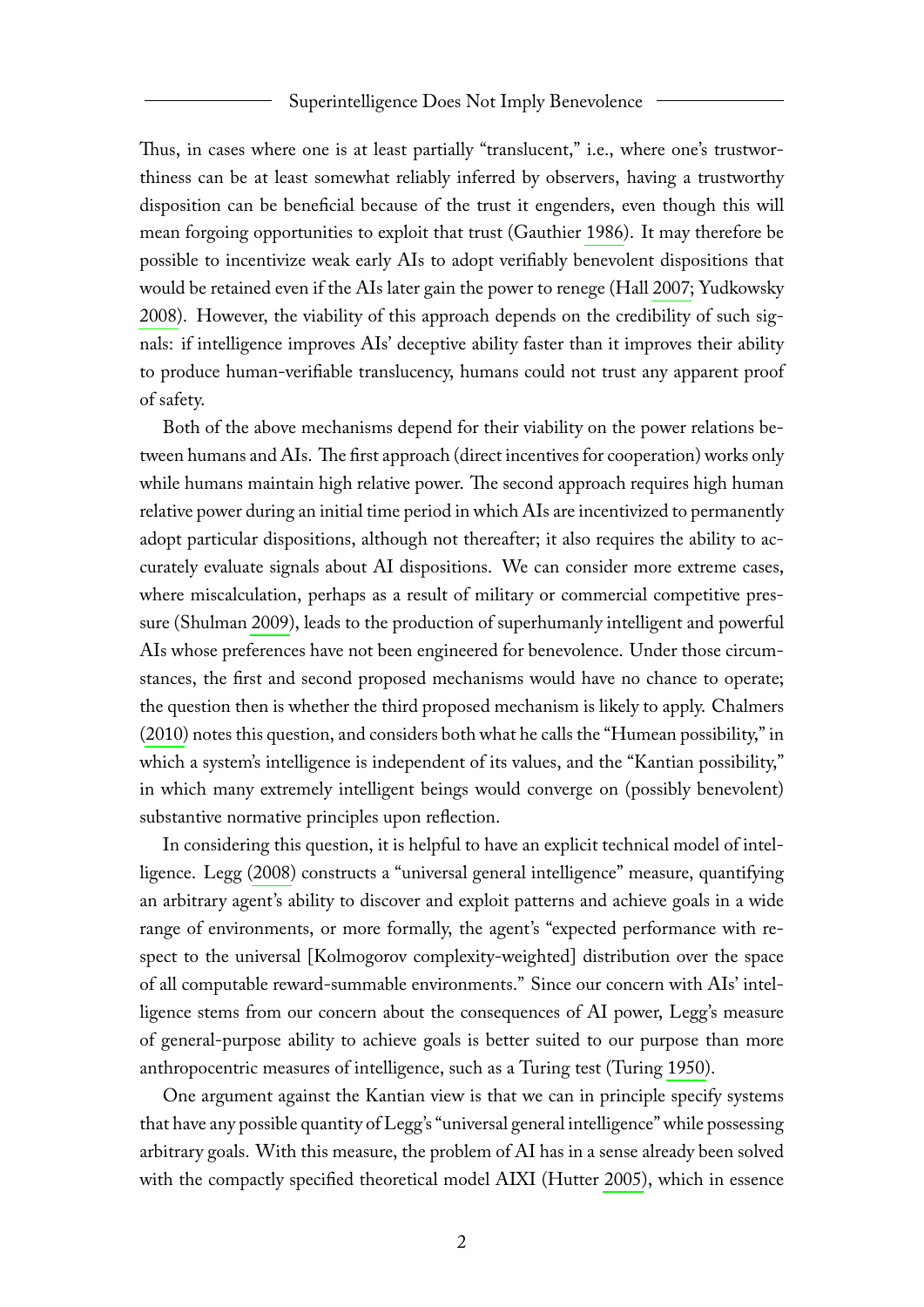Thus, in cases where one is at least partially "translucent," i.e., where one's trustworthiness can be at least somewhat reliably inferred by observers, having a trustworthy disposition can be beneficial because of the trust it engenders, even though this will mean forgoing opportunities to exploit that trust (Gauthier 1986). It may therefore be possible to incentivize weak early AIs to adopt verifiably benevolent dispositions that would be retained even if the AIs later gain the power to renege (Hall 2007; Yudkowsky 2008). However, the viability of this approach depends on the credibility of such signals: if intelligence improves AIs' deceptive ability faster than it improves their ability to produce human-verifiable translucency, humans could not trust any apparent proof of safety.

Both of the above mechanisms depend for their viability on the power relations between humans and AIs. The first approach (direct incentives for cooperation) works only while humans maintain high relative power. The second approach requires high human relative power during an initial time period in which AIs are incentivized to permanently adopt particular dispositions, although not thereafter; it also requires the ability to accurately evaluate signals about AI dispositions. We can consider more extreme cases, where miscalculation, perhaps as a result of military or commercial competitive pressure (Shulman 2009), leads to the production of superhumanly intelligent and powerful AIs whose preferences have not been engineered for benevolence. Under those circumstances, the first and second proposed mechanisms would have no chance to operate; the question then is whether the third proposed mechanism is likely to apply. Chalmers (2010) notes this question, and considers both what he calls the "Humean possibility," in which a system's intelligence is independent of its values, and the "Kantian possibility," in which many extremely intelligent beings would converge on (possibly benevolent) substantive normative principles upon reflection.

In considering this question, it is helpful to have an explicit technical model of intelligence. Legg (2008) constructs a "universal general intelligence" measure, quantifying an arbitrary agent's ability to discover and exploit patterns and achieve goals in a wide range of environments, or more formally, the agent's "expected performance with respect to the universal [Kolmogorov complexity-weighted] distribution over the space of all computable reward-summable environments." Since our concern with AIs' intelligence stems from our concern about the consequences of AI power, Legg's measure of general-purpose ability to achieve goals is better suited to our purpose than more anthropocentric measures of intelligence, such as a Turing test (Turing 1950).

One argument against the Kantian view is that we can in principle specify systems that have any possible quantity of Legg's "universal general intelligence" while possessing arbitrary goals. With this measure, the problem of AI has in a sense already been solved with the compactly specified theoretical model AIXI (Hutter 2005), which in essence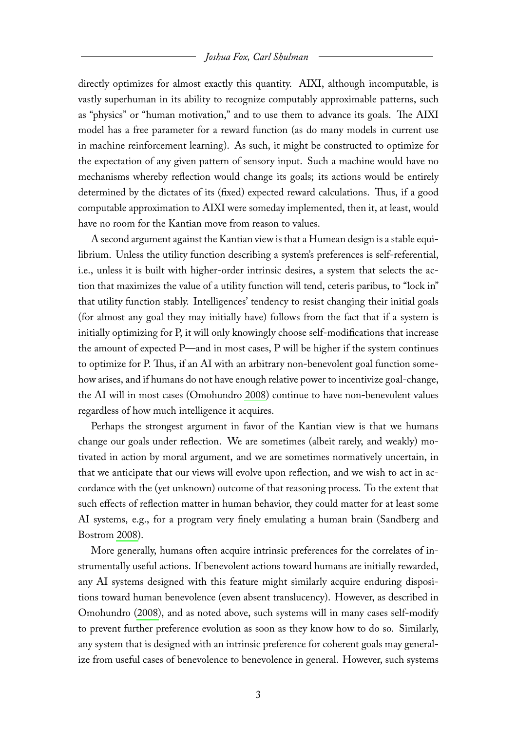directly optimizes for almost exactly this quantity. AIXI, although incomputable, is vastly superhuman in its ability to recognize computably approximable patterns, such as "physics" or "human motivation," and to use them to advance its goals. The AIXI model has a free parameter for a reward function (as do many models in current use in machine reinforcement learning). As such, it might be constructed to optimize for the expectation of any given pattern of sensory input. Such a machine would have no mechanisms whereby reflection would change its goals; its actions would be entirely determined by the dictates of its (fixed) expected reward calculations. Thus, if a good computable approximation to AIXI were someday implemented, then it, at least, would have no room for the Kantian move from reason to values.

A second argument against the Kantian view is that a Humean design is a stable equilibrium. Unless the utility function describing a system's preferences is self-referential, i.e., unless it is built with higher-order intrinsic desires, a system that selects the action that maximizes the value of a utility function will tend, ceteris paribus, to "lock in" that utility function stably. Intelligences' tendency to resist changing their initial goals (for almost any goal they may initially have) follows from the fact that if a system is initially optimizing for P, it will only knowingly choose self-modifications that increase the amount of expected P—and in most cases, P will be higher if the system continues to optimize for P. Thus, if an AI with an arbitrary non-benevolent goal function somehow arises, and if humans do not have enough relative power to incentivize goal-change, the AI will in most cases (Omohundro 2008) continue to have non-benevolent values regardless of how much intelligence it acquires.

Perhaps the strongest argument in favor of the Kantian view is that we humans change our goals under reflection. We are sometimes (albeit rarely, and weakly) motivated in action by moral argument, and we are sometimes normatively uncertain, in that we anticipate that our views will evolve upon reflection, and we wish to act in accordance with the (yet unknown) outcome of that reasoning process. To the extent that such effects of reflection matter in human behavior, they could matter for at least some AI systems, e.g., for a program very finely emulating a human brain (Sandberg and Bostrom 2008).

More generally, humans often acquire intrinsic preferences for the correlates of instrumentally useful actions. If benevolent actions toward humans are initially rewarded, any AI systems designed with this feature might similarly acquire enduring dispositions toward human benevolence (even absent translucency). However, as described in Omohundro (2008), and as noted above, such systems will in many cases self-modify to prevent further preference evolution as soon as they know how to do so. Similarly, any system that is designed with an intrinsic preference for coherent goals may generalize from useful cases of benevolence to benevolence in general. However, such systems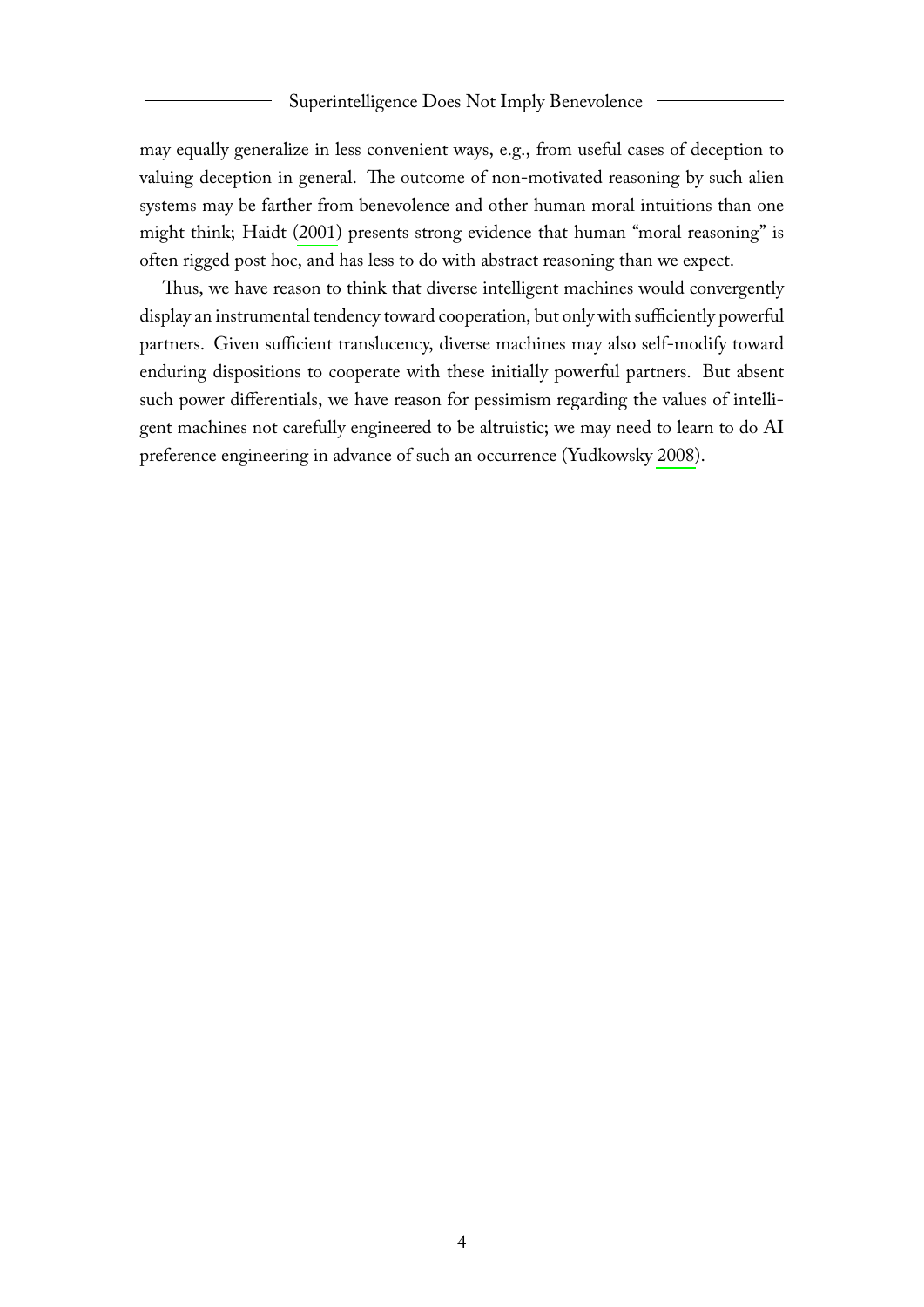may equally generalize in less convenient ways, e.g., from useful cases of deception to valuing deception in general. The outcome of non-motivated reasoning by such alien systems may be farther from benevolence and other human moral intuitions than one might think; Haidt (2001) presents strong evidence that human "moral reasoning" is often rigged post hoc, and has less to do with abstract reasoning than we expect.

Thus, we have reason to think that diverse intelligent machines would convergently display an instrumental tendency toward cooperation, but only with sufficiently powerful partners. Given sufficient translucency, diverse machines may also self-modify toward enduring dispositions to cooperate with these initially powerful partners. But absent such power differentials, we have reason for pessimism regarding the values of intelligent machines not carefully engineered to be altruistic; we may need to learn to do AI preference engineering in advance of such an occurrence (Yudkowsky 2008).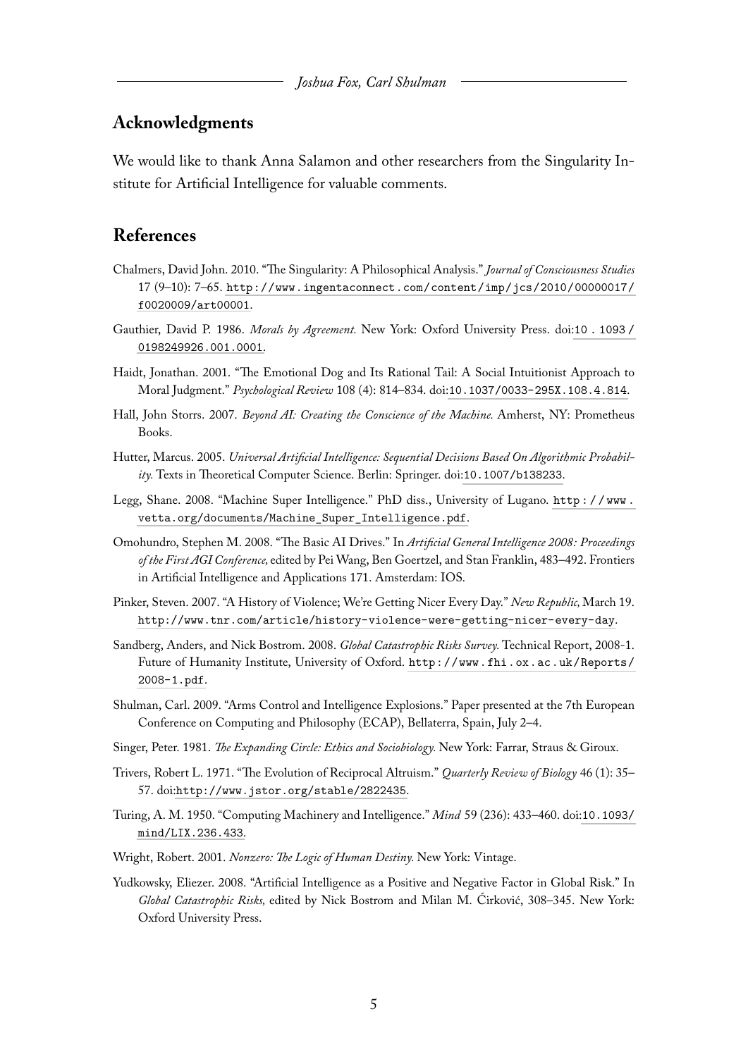## Acknowledgments

We would like to thank Anna Salamon and other researchers from the Singularity Institute for Artificial Intelligence for valuable comments.

## References

Chalmers, David John. 2010. "The Singularity: A Philosophical Analysis." *Journal of Consciousness Studies* 17 (9–10): 7–65. http://www.ingentaconnect.com/content/imp/jcs/2010/00000017/f0020009/art00001.

Gauthier, David P. 1986. *Morals by Agreement.* New York: Oxford University Press. doi:10.1093/0198249926.001.0001.

Haidt, Jonathan. 2001. "The Emotional Dog and Its Rational Tail: A Social Intuitionist Approach to Moral Judgment." *Psychological Review* 108 (4): 814–834. doi:10.1037/0033-295X.108.4.814.

Hall, John Storrs. 2007. *Beyond AI: Creating the Conscience of the Machine.* Amherst, NY: Prometheus Books.

Hutter, Marcus. 2005. *Universal Artificial Intelligence: Sequential Decisions Based On Algorithmic Probability.* Texts in Theoretical Computer Science. Berlin: Springer. doi:10.1007/b138233.

Legg, Shane. 2008. "Machine Super Intelligence." PhD diss., University of Lugano. http://www.vetta.org/documents/Machine_Super_Intelligence.pdf.

Omohundro, Stephen M. 2008. "The Basic AI Drives." In *Artificial General Intelligence 2008: Proceedings of the First AGI Conference,* edited by Pei Wang, Ben Goertzel, and Stan Franklin, 483–492. Frontiers in Artificial Intelligence and Applications 171. Amsterdam: IOS.

Pinker, Steven. 2007. "A History of Violence; We're Getting Nicer Every Day." *New Republic,* March 19. http://www.tnr.com/article/history-violence-were-getting-nicer-every-day.

Sandberg, Anders, and Nick Bostrom. 2008. *Global Catastrophic Risks Survey.* Technical Report, 2008-1. Future of Humanity Institute, University of Oxford. http://www.fhi.ox.ac.uk/Reports/2008-1.pdf.

Shulman, Carl. 2009. "Arms Control and Intelligence Explosions." Paper presented at the 7th European Conference on Computing and Philosophy (ECAP), Bellaterra, Spain, July 2–4.

Singer, Peter. 1981. *The Expanding Circle: Ethics and Sociobiology.* New York: Farrar, Straus & Giroux.

Trivers, Robert L. 1971. "The Evolution of Reciprocal Altruism." *Quarterly Review of Biology* 46 (1): 35–57. doi:http://www.jstor.org/stable/2822435.

Turing, A. M. 1950. "Computing Machinery and Intelligence." *Mind* 59 (236): 433–460. doi:10.1093/mind/LIX.236.433.

Wright, Robert. 2001. *Nonzero: The Logic of Human Destiny.* New York: Vintage.

Yudkowsky, Eliezer. 2008. "Artificial Intelligence as a Positive and Negative Factor in Global Risk." In *Global Catastrophic Risks,* edited by Nick Bostrom and Milan M. Ćirković, 308–345. New York: Oxford University Press.